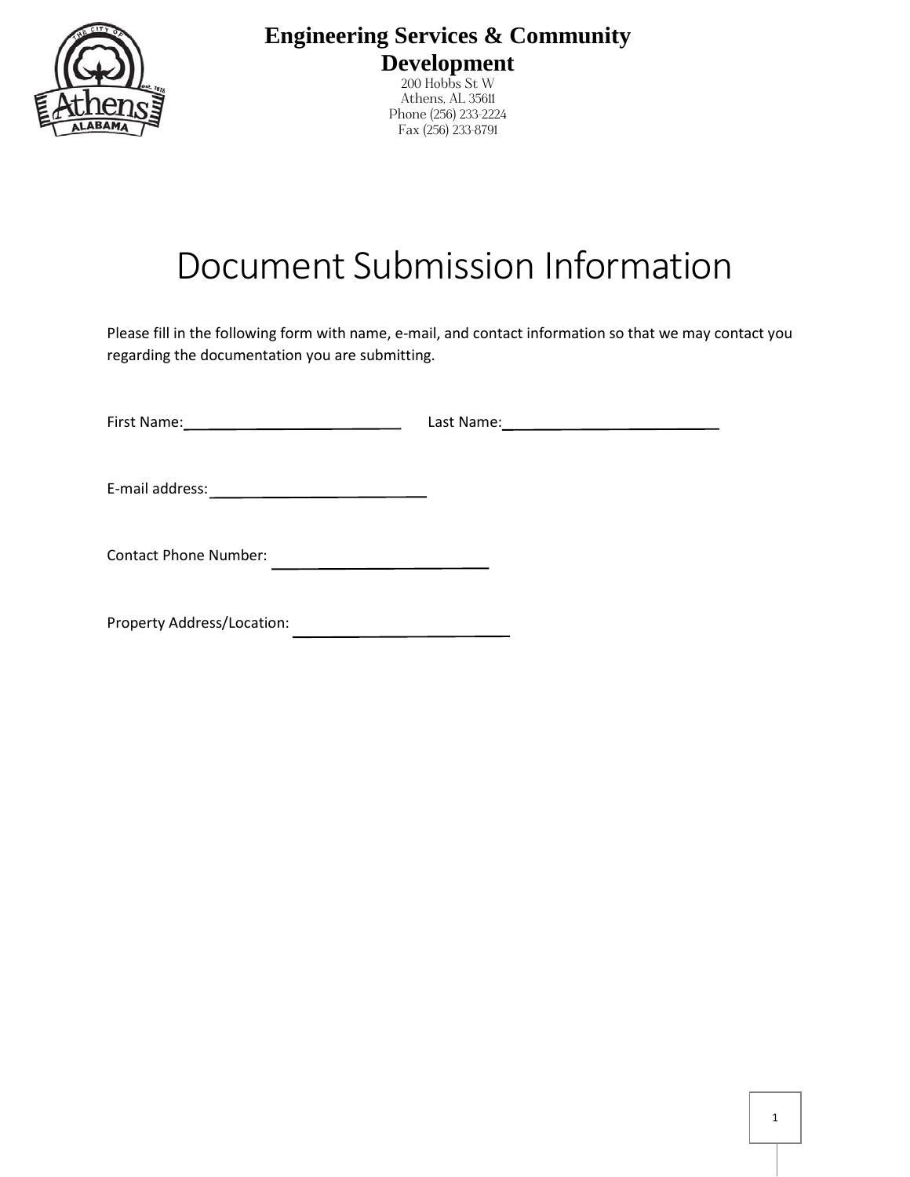**Engineering Services & Community Development**

200 Hobbs St W
Athens, AL 35611
Phone (256) 233-2224
Fax (256) 233-8791

# Document Submission Information

Please fill in the following form with name, e-mail, and contact information so that we may contact you regarding the documentation you are submitting.

First Name:\_\_\_\_\_\_\_\_\_\_\_\_\_\_\_\_\_\_\_\_\_\_\_\_\_\_\_\_ Last Name:\_\_\_\_\_\_\_\_\_\_\_\_\_\_\_\_\_\_\_\_\_\_\_\_\_\_\_\_

E-mail address: \_\_\_\_\_\_\_\_\_\_\_\_\_\_\_\_\_\_\_\_\_\_\_\_\_\_\_\_

Contact Phone Number: \_\_\_\_\_\_\_\_\_\_\_\_\_\_\_\_\_\_\_\_\_\_\_\_\_\_\_\_

Property Address/Location: \_\_\_\_\_\_\_\_\_\_\_\_\_\_\_\_\_\_\_\_\_\_\_\_\_\_\_\_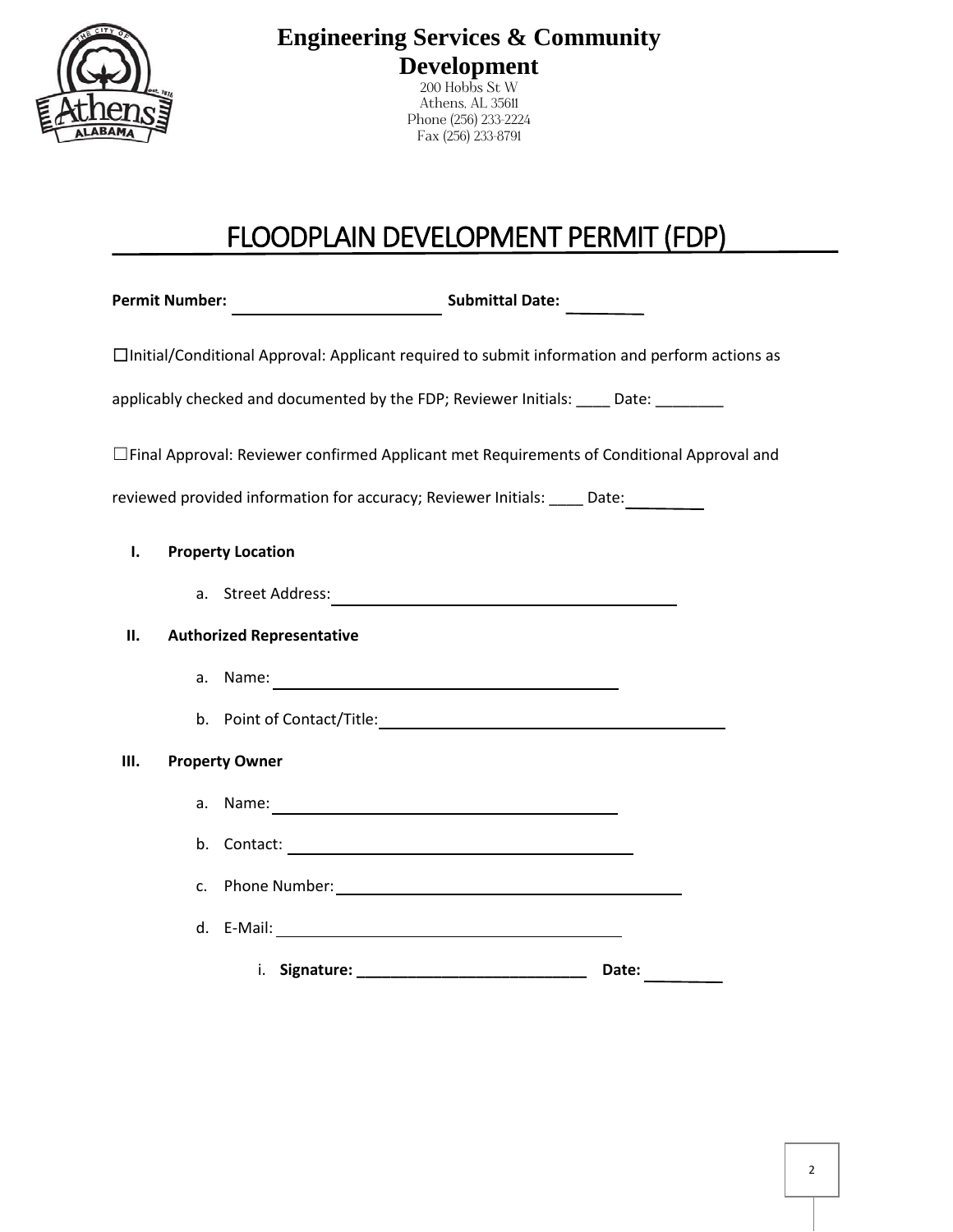**Engineering Services & Community Development**

200 Hobbs St W
Athens, AL 35611
Phone (256) 233-2224
Fax (256) 233-8791

# FLOODPLAIN DEVELOPMENT PERMIT (FDP)

**Permit Number:** ____________________ **Submittal Date:** ________

☐Initial/Conditional Approval: Applicant required to submit information and perform actions as applicably checked and documented by the FDP; Reviewer Initials: ____ Date: ________

☐Final Approval: Reviewer confirmed Applicant met Requirements of Conditional Approval and reviewed provided information for accuracy; Reviewer Initials: ____ Date: ________

## I. Property Location

a. Street Address: ____________________

## II. Authorized Representative

a. Name: ____________________

b. Point of Contact/Title: ____________________

## III. Property Owner

a. Name: ____________________

b. Contact: ____________________

c. Phone Number: ____________________

d. E-Mail: ____________________

i. **Signature: ____________________ Date:** ________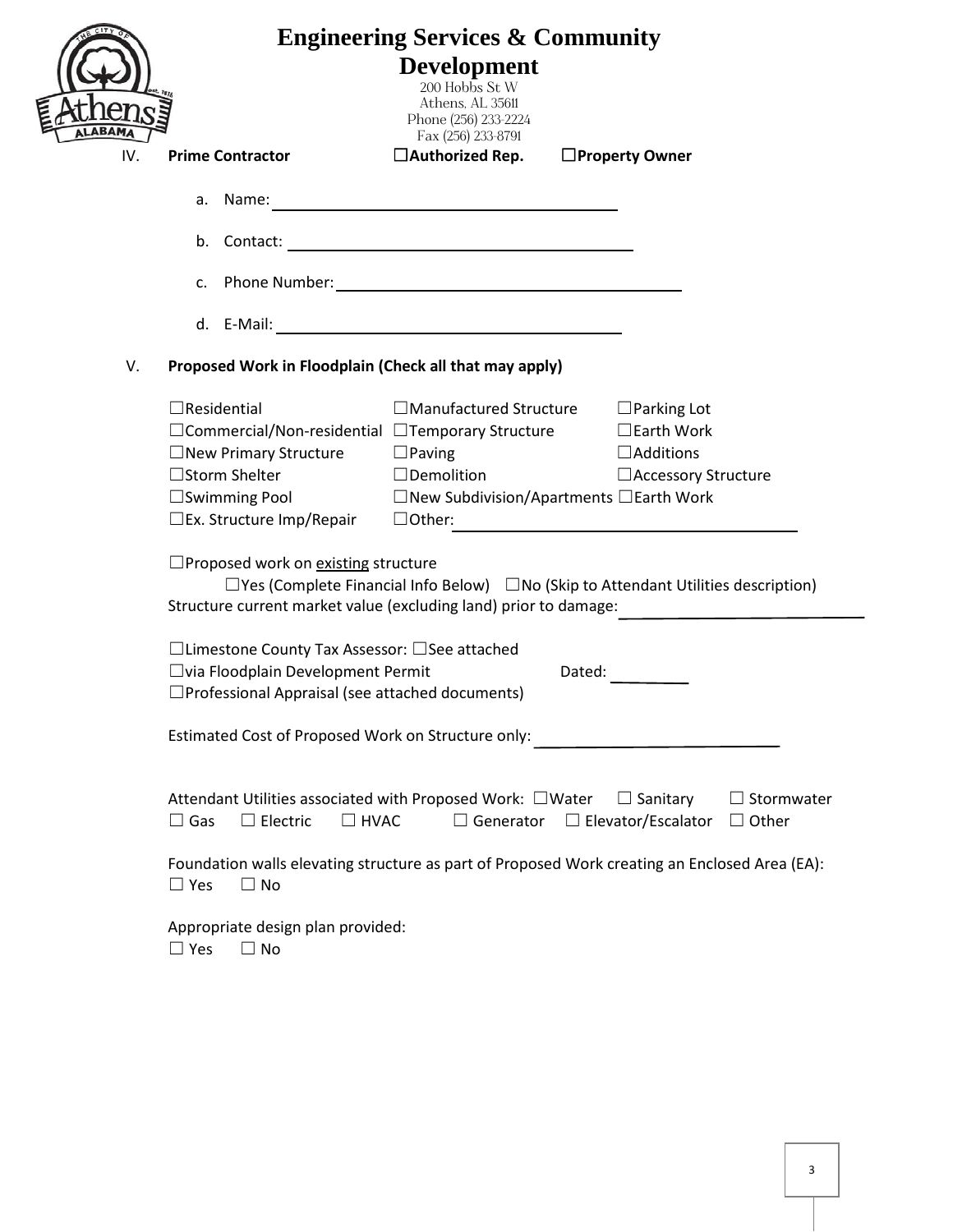# Engineering Services & Community Development

200 Hobbs St W
Athens, AL 35611
Phone (256) 233-2224
Fax (256) 233-8791

IV. **Prime Contractor** **☐Authorized Rep.** **☐Property Owner**

a. Name: ________________________________

b. Contact: ________________________________

c. Phone Number: ________________________________

d. E-Mail: ________________________________

V. **Proposed Work in Floodplain (Check all that may apply)**

☐Residential ☐Manufactured Structure ☐Parking Lot
☐Commercial/Non-residential ☐Temporary Structure ☐Earth Work
☐New Primary Structure ☐Paving ☐Additions
☐Storm Shelter ☐Demolition ☐Accessory Structure
☐Swimming Pool ☐New Subdivision/Apartments ☐Earth Work
☐Ex. Structure Imp/Repair ☐Other: ________________________________

☐Proposed work on <u>existing</u> structure

☐Yes (Complete Financial Info Below) ☐No (Skip to Attendant Utilities description)

Structure current market value (excluding land) prior to damage: ____________________

☐Limestone County Tax Assessor: ☐See attached
☐via Floodplain Development Permit Dated: ________
☐Professional Appraisal (see attached documents)

Estimated Cost of Proposed Work on Structure only: ____________________

Attendant Utilities associated with Proposed Work: ☐Water ☐ Sanitary ☐ Stormwater
☐ Gas ☐ Electric ☐ HVAC ☐ Generator ☐ Elevator/Escalator ☐ Other

Foundation walls elevating structure as part of Proposed Work creating an Enclosed Area (EA):
☐ Yes ☐ No

Appropriate design plan provided:
☐ Yes ☐ No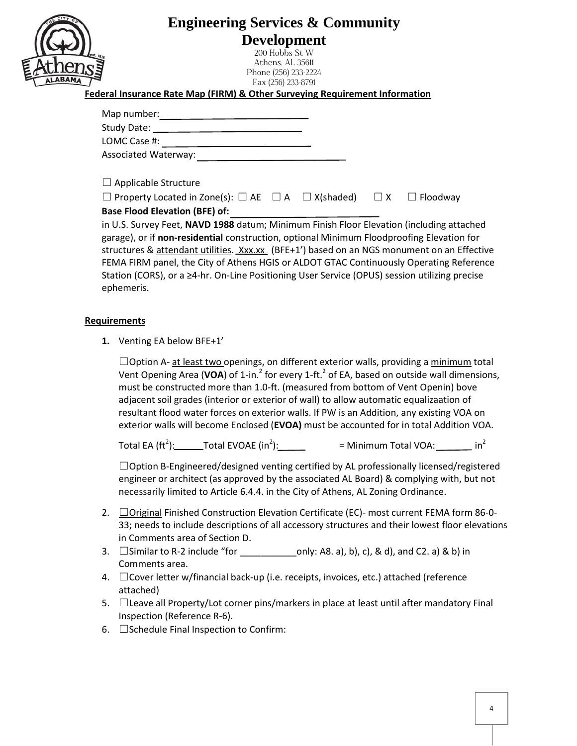# Engineering Services & Community Development

200 Hobbs St W
Athens, AL 35611
Phone (256) 233-2224
Fax (256) 233-8791

**Federal Insurance Rate Map (FIRM) & Other Surveying Requirement Information**

Map number: ______________________________

Study Date: ______________________________

LOMC Case #: ______________________________

Associated Waterway: ______________________________

☐ Applicable Structure

☐ Property Located in Zone(s): ☐ AE ☐ A ☐ X(shaded) ☐ X ☐ Floodway

**Base Flood Elevation (BFE) of:** ______________________________

in U.S. Survey Feet, **NAVD 1988** datum; Minimum Finish Floor Elevation (including attached garage), or if **non-residential** construction, optional Minimum Floodproofing Elevation for structures & attendant utilities. Xxx.xx (BFE+1') based on an NGS monument on an Effective FEMA FIRM panel, the City of Athens HGIS or ALDOT GTAC Continuously Operating Reference Station (CORS), or a ≥4-hr. On-Line Positioning User Service (OPUS) session utilizing precise ephemeris.

**Requirements**

1. Venting EA below BFE+1'

   ☐Option A- at least two openings, on different exterior walls, providing a minimum total Vent Opening Area (**VOA**) of 1-in.$^2$ for every 1-ft.$^2$ of EA, based on outside wall dimensions, must be constructed more than 1.0-ft. (measured from bottom of Vent Openin) bove adjacent soil grades (interior or exterior of wall) to allow automatic equalizaation of resultant flood water forces on exterior walls. If PW is an Addition, any existing VOA on exterior walls will become Enclosed (**EVOA)** must be accounted for in total Addition VOA.

   Total EA (ft$^2$):______Total EVOAE (in$^2$):______ = Minimum Total VOA:_______ in$^2$

   ☐Option B-Engineered/designed venting certified by AL professionally licensed/registered engineer or architect (as approved by the associated AL Board) & complying with, but not necessarily limited to Article 6.4.4. in the City of Athens, AL Zoning Ordinance.

2. ☐Original Finished Construction Elevation Certificate (EC)- most current FEMA form 86-0-33; needs to include descriptions of all accessory structures and their lowest floor elevations in Comments area of Section D.
3. ☐Similar to R-2 include "for ___________only: A8. a), b), c), & d), and C2. a) & b) in Comments area.
4. ☐Cover letter w/financial back-up (i.e. receipts, invoices, etc.) attached (reference attached)
5. ☐Leave all Property/Lot corner pins/markers in place at least until after mandatory Final Inspection (Reference R-6).
6. ☐Schedule Final Inspection to Confirm: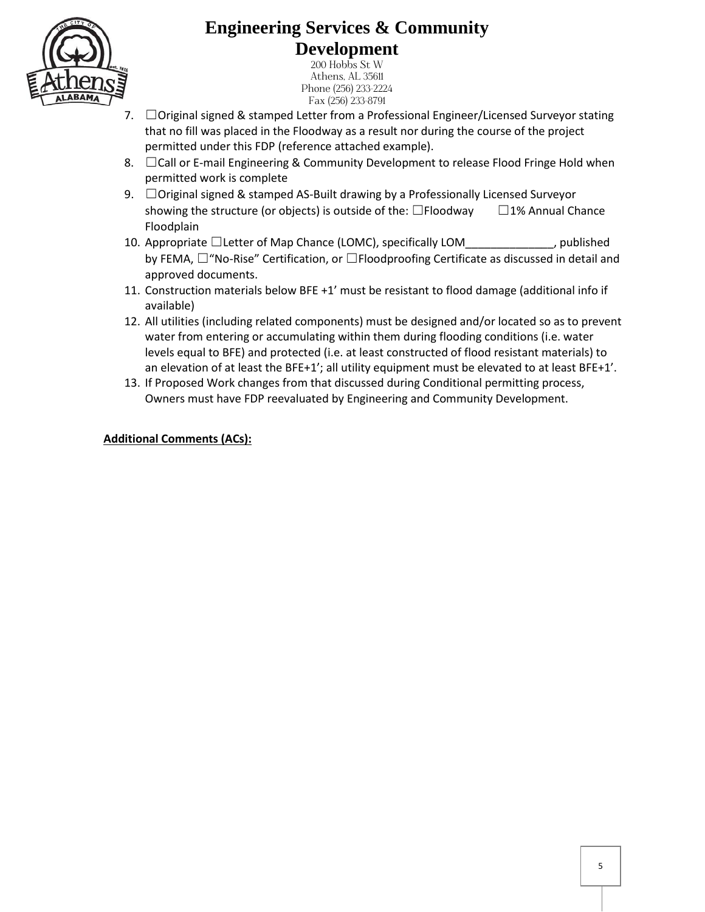7. ☐Original signed & stamped Letter from a Professional Engineer/Licensed Surveyor stating that no fill was placed in the Floodway as a result nor during the course of the project permitted under this FDP (reference attached example).
8. ☐Call or E-mail Engineering & Community Development to release Flood Fringe Hold when permitted work is complete
9. ☐Original signed & stamped AS-Built drawing by a Professionally Licensed Surveyor showing the structure (or objects) is outside of the: ☐Floodway ☐1% Annual Chance Floodplain
10. Appropriate ☐Letter of Map Chance (LOMC), specifically LOM______________, published by FEMA, ☐"No-Rise" Certification, or ☐Floodproofing Certificate as discussed in detail and approved documents.
11. Construction materials below BFE +1' must be resistant to flood damage (additional info if available)
12. All utilities (including related components) must be designed and/or located so as to prevent water from entering or accumulating within them during flooding conditions (i.e. water levels equal to BFE) and protected (i.e. at least constructed of flood resistant materials) to an elevation of at least the BFE+1'; all utility equipment must be elevated to at least BFE+1'.
13. If Proposed Work changes from that discussed during Conditional permitting process, Owners must have FDP reevaluated by Engineering and Community Development.

**Additional Comments (ACs):**